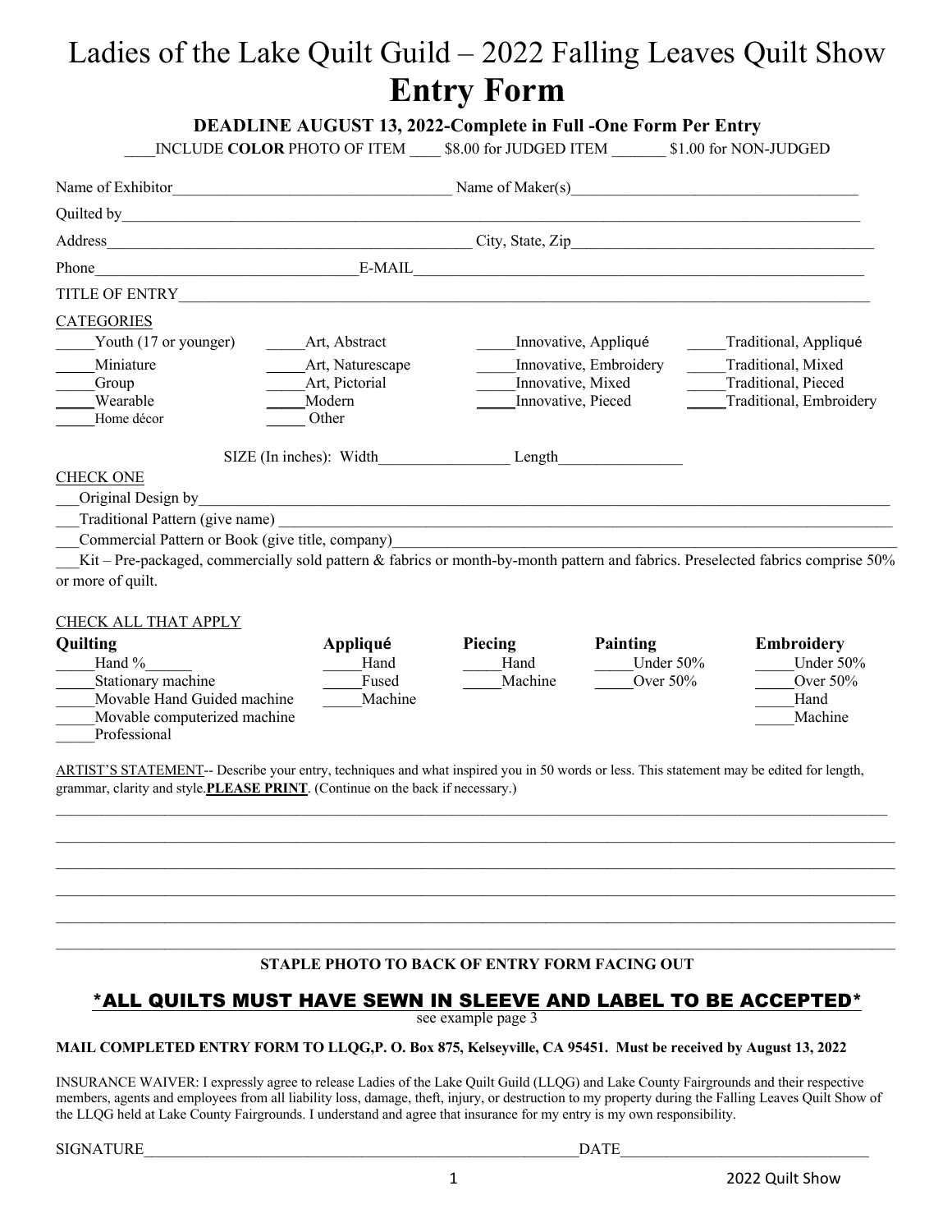# Ladies of the Lake Quilt Guild – 2022 Falling Leaves Quilt Show

# Entry Form

**DEADLINE AUGUST 13, 2022-Complete in Full -One Form Per Entry**

____INCLUDE **COLOR** PHOTO OF ITEM ____ $8.00 for JUDGED ITEM _______ $1.00 for NON-JUDGED

Name of Exhibitor___________________________________ Name of Maker(s)_____________________________________

Quilted by____________________________________________________________________________________________

Address_______________________________________________ City, State, Zip______________________________________

Phone_________________________________E-MAIL__________________________________________________________

TITLE OF ENTRY_______________________________________________________________________________________

CATEGORIES

_____Youth (17 or younger) _____Art, Abstract _____Innovative, Appliqué _____Traditional, Appliqué

_____Miniature _____Art, Naturescape _____Innovative, Embroidery _____Traditional, Mixed

_____Group _____Art, Pictorial _____Innovative, Mixed _____Traditional, Pieced

_____Wearable _____Modern _____Innovative, Pieced _____Traditional, Embroidery

_____Home décor _____ Other

SIZE (In inches): Width________________ Length_______________

CHECK ONE

___Original Design by______________________________________________________________________________________

___Traditional Pattern (give name) ___________________________________________________________________________

___Commercial Pattern or Book (give title, company)_____________________________________________________________

___Kit – Pre-packaged, commercially sold pattern & fabrics or month-by-month pattern and fabrics. Preselected fabrics comprise 50% or more of quilt.

CHECK ALL THAT APPLY

| Quilting | Appliqué | Piecing | Painting | Embroidery |
|---|---|---|---|---|
| _____Hand %______ | _____Hand | _____Hand | _____Under 50% | _____Under 50% |
| _____Stationary machine | _____Fused | _____Machine | _____Over 50% | _____Over 50% |
| _____Movable Hand Guided machine | _____Machine | | | _____Hand |
| _____Movable computerized machine | | | | _____Machine |
| _____Professional | | | | |

ARTIST'S STATEMENT-- Describe your entry, techniques and what inspired you in 50 words or less. This statement may be edited for length, grammar, clarity and style.**PLEASE PRINT**. (Continue on the back if necessary.)

______________________________________________________________________________________________________________

______________________________________________________________________________________________________________

______________________________________________________________________________________________________________

______________________________________________________________________________________________________________

______________________________________________________________________________________________________________

______________________________________________________________________________________________________________

**STAPLE PHOTO TO BACK OF ENTRY FORM FACING OUT**

## *ALL QUILTS MUST HAVE SEWN IN SLEEVE AND LABEL TO BE ACCEPTED*

see example page 3

**MAIL COMPLETED ENTRY FORM TO LLQG,P. O. Box 875, Kelseyville, CA 95451. Must be received by August 13, 2022**

INSURANCE WAIVER: I expressly agree to release Ladies of the Lake Quilt Guild (LLQG) and Lake County Fairgrounds and their respective members, agents and employees from all liability loss, damage, theft, injury, or destruction to my property during the Falling Leaves Quilt Show of the LLQG held at Lake County Fairgrounds. I understand and agree that insurance for my entry is my own responsibility.

SIGNATURE__________________________________________________________DATE______________________________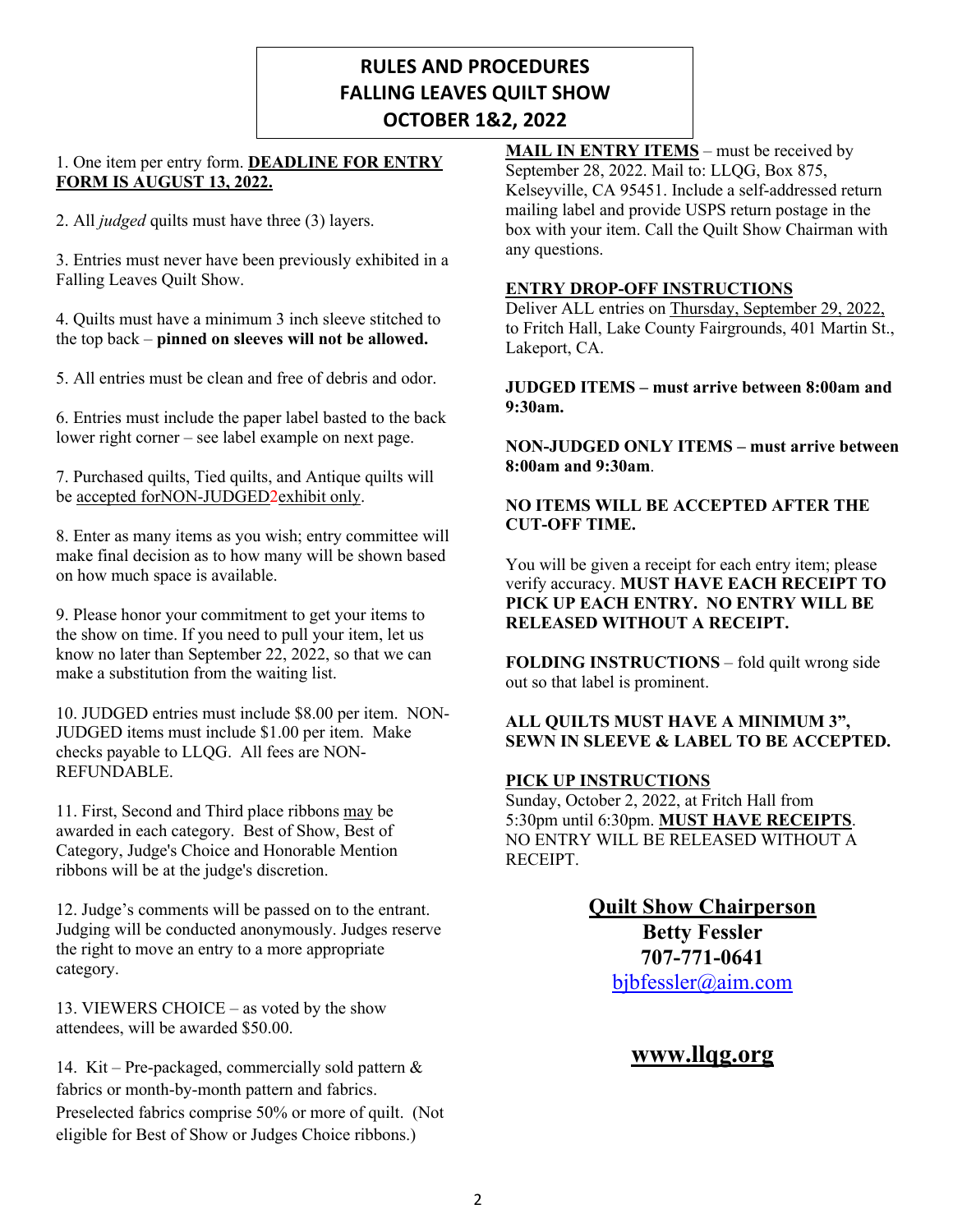# RULES AND PROCEDURES
# FALLING LEAVES QUILT SHOW
# OCTOBER 1&2, 2022

1. One item per entry form. **DEADLINE FOR ENTRY FORM IS AUGUST 13, 2022.**

2. All *judged* quilts must have three (3) layers.

3. Entries must never have been previously exhibited in a Falling Leaves Quilt Show.

4. Quilts must have a minimum 3 inch sleeve stitched to the top back – **pinned on sleeves will not be allowed.**

5. All entries must be clean and free of debris and odor.

6. Entries must include the paper label basted to the back lower right corner – see label example on next page.

7. Purchased quilts, Tied quilts, and Antique quilts will be accepted forNON-JUDGED2exhibit only.

8. Enter as many items as you wish; entry committee will make final decision as to how many will be shown based on how much space is available.

9. Please honor your commitment to get your items to the show on time. If you need to pull your item, let us know no later than September 22, 2022, so that we can make a substitution from the waiting list.

10. JUDGED entries must include $8.00 per item. NON-JUDGED items must include $1.00 per item. Make checks payable to LLQG. All fees are NON-REFUNDABLE.

11. First, Second and Third place ribbons may be awarded in each category. Best of Show, Best of Category, Judge's Choice and Honorable Mention ribbons will be at the judge's discretion.

12. Judge's comments will be passed on to the entrant. Judging will be conducted anonymously. Judges reserve the right to move an entry to a more appropriate category.

13. VIEWERS CHOICE – as voted by the show attendees, will be awarded $50.00.

14. Kit – Pre-packaged, commercially sold pattern & fabrics or month-by-month pattern and fabrics. Preselected fabrics comprise 50% or more of quilt. (Not eligible for Best of Show or Judges Choice ribbons.)

**MAIL IN ENTRY ITEMS** – must be received by September 28, 2022. Mail to: LLQG, Box 875, Kelseyville, CA 95451. Include a self-addressed return mailing label and provide USPS return postage in the box with your item. Call the Quilt Show Chairman with any questions.

**ENTRY DROP-OFF INSTRUCTIONS**

Deliver ALL entries on Thursday, September 29, 2022, to Fritch Hall, Lake County Fairgrounds, 401 Martin St., Lakeport, CA.

**JUDGED ITEMS – must arrive between 8:00am and 9:30am.**

**NON-JUDGED ONLY ITEMS – must arrive between 8:00am and 9:30am**.

**NO ITEMS WILL BE ACCEPTED AFTER THE CUT-OFF TIME.**

You will be given a receipt for each entry item; please verify accuracy. **MUST HAVE EACH RECEIPT TO PICK UP EACH ENTRY. NO ENTRY WILL BE RELEASED WITHOUT A RECEIPT.**

**FOLDING INSTRUCTIONS** – fold quilt wrong side out so that label is prominent.

**ALL QUILTS MUST HAVE A MINIMUM 3", SEWN IN SLEEVE & LABEL TO BE ACCEPTED.**

**PICK UP INSTRUCTIONS**

Sunday, October 2, 2022, at Fritch Hall from 5:30pm until 6:30pm. **MUST HAVE RECEIPTS**. NO ENTRY WILL BE RELEASED WITHOUT A RECEIPT.

**Quilt Show Chairperson**
**Betty Fessler**
**707-771-0641**
bjbfessler@aim.com

**www.llqg.org**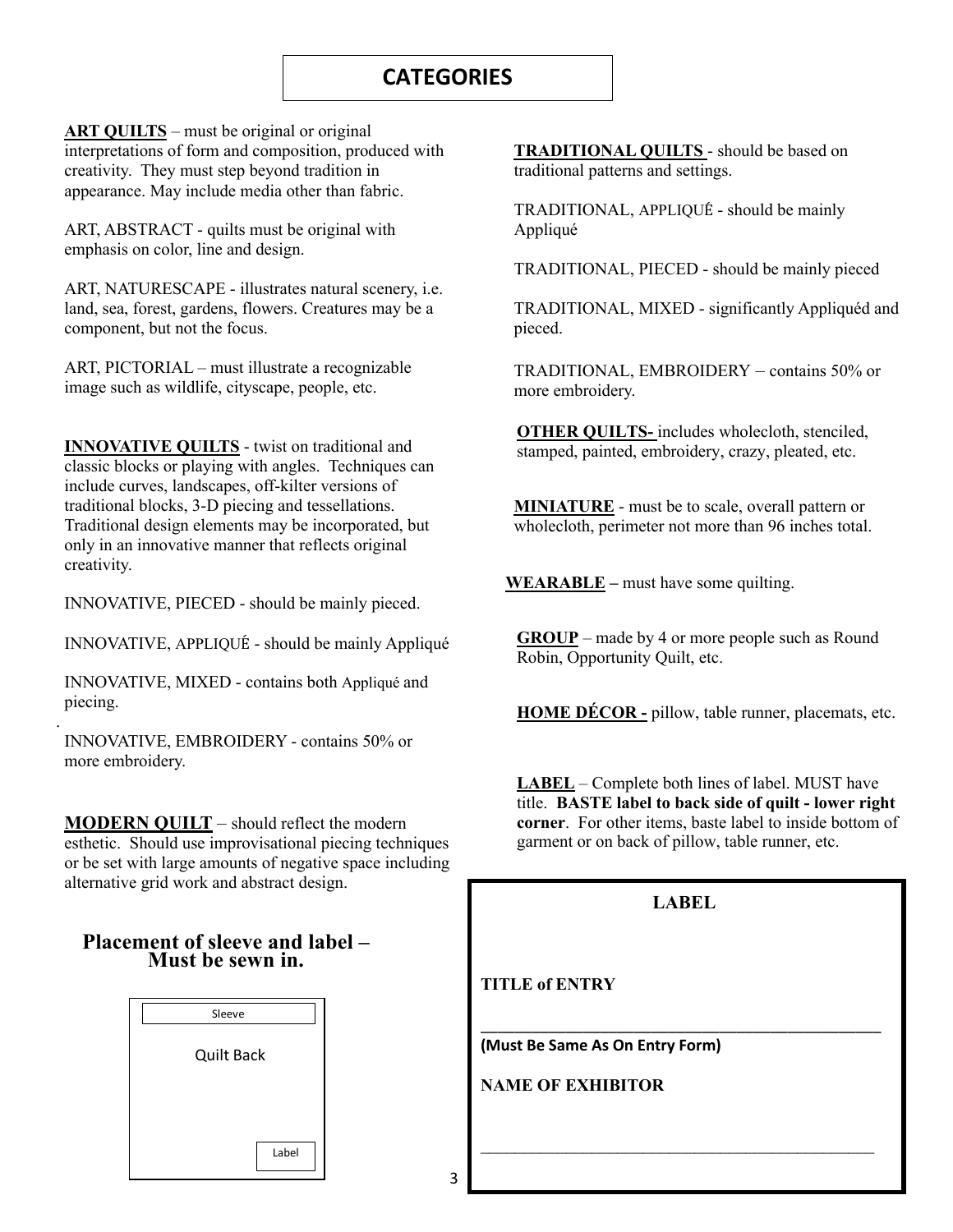## CATEGORIES

**ART QUILTS** – must be original or original interpretations of form and composition, produced with creativity. They must step beyond tradition in appearance. May include media other than fabric.

ART, ABSTRACT - quilts must be original with emphasis on color, line and design.

ART, NATURESCAPE - illustrates natural scenery, i.e. land, sea, forest, gardens, flowers. Creatures may be a component, but not the focus.

ART, PICTORIAL – must illustrate a recognizable image such as wildlife, cityscape, people, etc.

**INNOVATIVE QUILTS** - twist on traditional and classic blocks or playing with angles. Techniques can include curves, landscapes, off-kilter versions of traditional blocks, 3-D piecing and tessellations. Traditional design elements may be incorporated, but only in an innovative manner that reflects original creativity.

INNOVATIVE, PIECED - should be mainly pieced.

INNOVATIVE, APPLIQUÉ - should be mainly Appliqué

INNOVATIVE, MIXED - contains both Appliqué and piecing.

INNOVATIVE, EMBROIDERY - contains 50% or more embroidery.

**MODERN QUILT** – should reflect the modern esthetic. Should use improvisational piecing techniques or be set with large amounts of negative space including alternative grid work and abstract design.

**Placement of sleeve and label – Must be sewn in.**

Sleeve

Quilt Back

Label

**TRADITIONAL QUILTS** - should be based on traditional patterns and settings.

TRADITIONAL, APPLIQUÉ - should be mainly Appliqué

TRADITIONAL, PIECED - should be mainly pieced

TRADITIONAL, MIXED - significantly Appliquéd and pieced.

TRADITIONAL, EMBROIDERY – contains 50% or more embroidery.

**OTHER QUILTS-** includes wholecloth, stenciled, stamped, painted, embroidery, crazy, pleated, etc.

**MINIATURE** - must be to scale, overall pattern or wholecloth, perimeter not more than 96 inches total.

**WEARABLE –** must have some quilting.

**GROUP** – made by 4 or more people such as Round Robin, Opportunity Quilt, etc.

**HOME DÉCOR -** pillow, table runner, placemats, etc.

**LABEL** – Complete both lines of label. MUST have title. **BASTE label to back side of quilt - lower right corner**. For other items, baste label to inside bottom of garment or on back of pillow, table runner, etc.

**LABEL**

**TITLE of ENTRY**

\_\_\_\_\_\_\_\_\_\_\_\_\_\_\_\_\_\_\_\_\_\_\_\_\_\_\_\_\_\_\_\_\_\_\_\_\_\_\_\_\_\_\_\_\_\_\_\_

**(Must Be Same As On Entry Form)**

**NAME OF EXHIBITOR**

\_\_\_\_\_\_\_\_\_\_\_\_\_\_\_\_\_\_\_\_\_\_\_\_\_\_\_\_\_\_\_\_\_\_\_\_\_\_\_\_\_\_\_\_\_\_\_\_